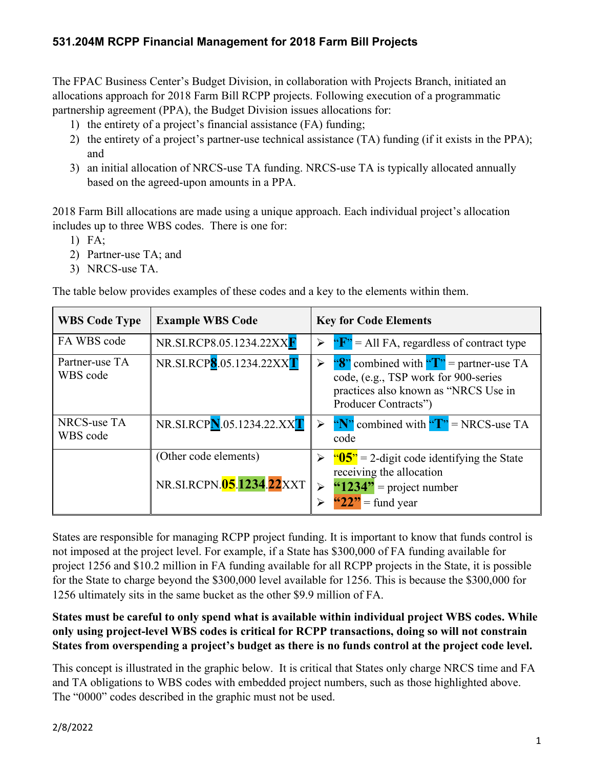## 531.204M RCPP Financial Management for 2018 Farm Bill Projects

The FPAC Business Center's Budget Division, in collaboration with Projects Branch, initiated an allocations approach for 2018 Farm Bill RCPP projects. Following execution of a programmatic partnership agreement (PPA), the Budget Division issues allocations for:

1) the entirety of a project's financial assistance (FA) funding;
2) the entirety of a project's partner-use technical assistance (TA) funding (if it exists in the PPA); and
3) an initial allocation of NRCS-use TA funding. NRCS-use TA is typically allocated annually based on the agreed-upon amounts in a PPA.

2018 Farm Bill allocations are made using a unique approach. Each individual project's allocation includes up to three WBS codes. There is one for:

1) FA;
2) Partner-use TA; and
3) NRCS-use TA.

The table below provides examples of these codes and a key to the elements within them.

| WBS Code Type | Example WBS Code | Key for Code Elements |
|---|---|---|
| FA WBS code | NR.SI.RCP8.05.1234.22XX**F** | ➢ "**F**" = All FA, regardless of contract type |
| Partner-use TA WBS code | NR.SI.RCP**8**.05.1234.22XX**T** | ➢ "**8**" combined with "**T**" = partner-use TA code, (e.g., TSP work for 900-series practices also known as "NRCS Use in Producer Contracts") |
| NRCS-use TA WBS code | NR.SI.RCP**N**.05.1234.22.XX**T** | ➢ "**N**" combined with "**T**" = NRCS-use TA code |
| | (Other code elements) NR.SI.RCPN.**05**.**1234**.**22**XXT | ➢ "**05**" = 2-digit code identifying the State receiving the allocation<br>➢ "**1234**" = project number<br>➢ "**22**" = fund year |

States are responsible for managing RCPP project funding. It is important to know that funds control is not imposed at the project level. For example, if a State has $300,000 of FA funding available for project 1256 and $10.2 million in FA funding available for all RCPP projects in the State, it is possible for the State to charge beyond the $300,000 level available for 1256. This is because the $300,000 for 1256 ultimately sits in the same bucket as the other $9.9 million of FA.

**States must be careful to only spend what is available within individual project WBS codes. While only using project-level WBS codes is critical for RCPP transactions, doing so will not constrain States from overspending a project's budget as there is no funds control at the project code level.**

This concept is illustrated in the graphic below. It is critical that States only charge NRCS time and FA and TA obligations to WBS codes with embedded project numbers, such as those highlighted above. The "0000" codes described in the graphic must not be used.

2/8/2022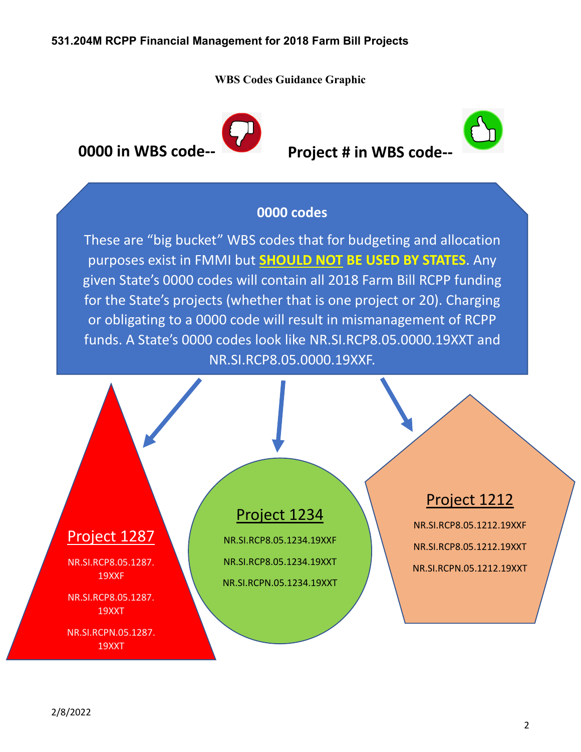**WBS Codes Guidance Graphic**

**0000 in WBS code--**

**Project # in WBS code--**

**0000 codes**

These are "big bucket" WBS codes that for budgeting and allocation purposes exist in FMMI but **SHOULD NOT BE USED BY STATES**. Any given State's 0000 codes will contain all 2018 Farm Bill RCPP funding for the State's projects (whether that is one project or 20). Charging or obligating to a 0000 code will result in mismanagement of RCPP funds. A State's 0000 codes look like NR.SI.RCP8.05.0000.19XXT and NR.SI.RCP8.05.0000.19XXF.

**Project 1287**

NR.SI.RCP8.05.1287.19XXF

NR.SI.RCP8.05.1287.19XXT

NR.SI.RCPN.05.1287.19XXT

**Project 1234**

NR.SI.RCP8.05.1234.19XXF

NR.SI.RCP8.05.1234.19XXT

NR.SI.RCPN.05.1234.19XXT

**Project 1212**

NR.SI.RCP8.05.1212.19XXF

NR.SI.RCP8.05.1212.19XXT

NR.SI.RCPN.05.1212.19XXT